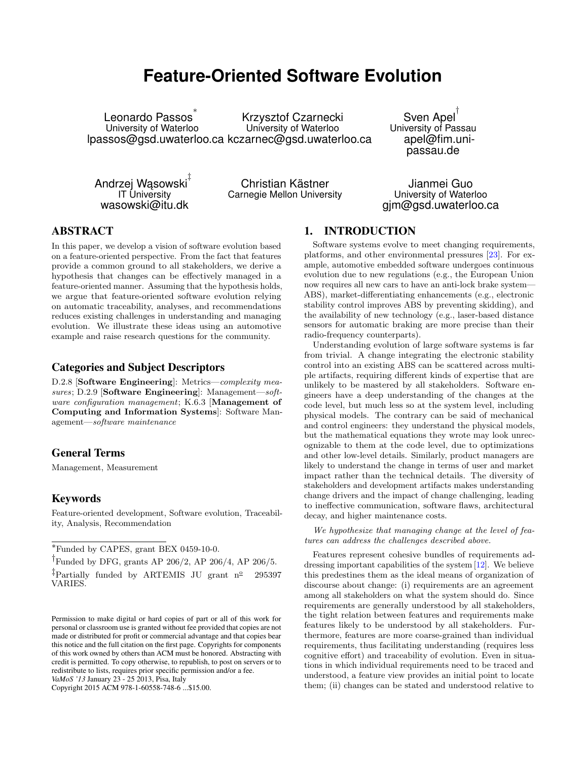# Feature-Oriented Software Evolution

Leonardo Passos[*]
University of Waterloo
lpassos@gsd.uwaterloo.ca

Krzysztof Czarnecki
University of Waterloo
kczarnec@gsd.uwaterloo.ca

Sven Apel[†]
University of Passau
apel@fim.uni-passau.de

Andrzej Wąsowski[‡]
IT University
wasowski@itu.dk

Christian Kästner
Carnegie Mellon University

Jianmei Guo
University of Waterloo
gjm@gsd.uwaterloo.ca

## ABSTRACT

In this paper, we develop a vision of software evolution based on a feature-oriented perspective. From the fact that features provide a common ground to all stakeholders, we derive a hypothesis that changes can be effectively managed in a feature-oriented manner. Assuming that the hypothesis holds, we argue that feature-oriented software evolution relying on automatic traceability, analyses, and recommendations reduces existing challenges in understanding and managing evolution. We illustrate these ideas using an automotive example and raise research questions for the community.

### Categories and Subject Descriptors

D.2.8 [**Software Engineering**]: Metrics—*complexity measures*; D.2.9 [**Software Engineering**]: Management—*software configuration management*; K.6.3 [**Management of Computing and Information Systems**]: Software Management—*software maintenance*

### General Terms

Management, Measurement

### Keywords

Feature-oriented development, Software evolution, Traceability, Analysis, Recommendation

[*]Funded by CAPES, grant BEX 0459-10-0.

[†]Funded by DFG, grants AP 206/2, AP 206/4, AP 206/5.

[‡]Partially funded by ARTEMIS JU grant nº 295397 VARIES.

Permission to make digital or hard copies of part or all of this work for personal or classroom use is granted without fee provided that copies are not made or distributed for profit or commercial advantage and that copies bear this notice and the full citation on the first page. Copyrights for components of this work owned by others than ACM must be honored. Abstracting with credit is permitted. To copy otherwise, to republish, to post on servers or to redistribute to lists, requires prior specific permission and/or a fee.
*VaMoS '13* January 23 - 25 2013, Pisa, Italy
Copyright 2015 ACM 978-1-60558-748-6 ...$15.00.

## 1. INTRODUCTION

Software systems evolve to meet changing requirements, platforms, and other environmental pressures [23]. For example, automotive embedded software undergoes continuous evolution due to new regulations (e.g., the European Union now requires all new cars to have an anti-lock brake system—ABS), market-differentiating enhancements (e.g., electronic stability control improves ABS by preventing skidding), and the availability of new technology (e.g., laser-based distance sensors for automatic braking are more precise than their radio-frequency counterparts).

Understanding evolution of large software systems is far from trivial. A change integrating the electronic stability control into an existing ABS can be scattered across multiple artifacts, requiring different kinds of expertise that are unlikely to be mastered by all stakeholders. Software engineers have a deep understanding of the changes at the code level, but much less so at the system level, including physical models. The contrary can be said of mechanical and control engineers: they understand the physical models, but the mathematical equations they wrote may look unrecognizable to them at the code level, due to optimizations and other low-level details. Similarly, product managers are likely to understand the change in terms of user and market impact rather than the technical details. The diversity of stakeholders and development artifacts makes understanding change drivers and the impact of change challenging, leading to ineffective communication, software flaws, architectural decay, and higher maintenance costs.

*We hypothesize that managing change at the level of features can address the challenges described above.*

Features represent cohesive bundles of requirements addressing important capabilities of the system [12]. We believe this predestines them as the ideal means of organization of discourse about change: (i) requirements are an agreement among all stakeholders on what the system should do. Since requirements are generally understood by all stakeholders, the tight relation between features and requirements make features likely to be understood by all stakeholders. Furthermore, features are more coarse-grained than individual requirements, thus facilitating understanding (requires less cognitive effort) and traceability of evolution. Even in situations in which individual requirements need to be traced and understood, a feature view provides an initial point to locate them; (ii) changes can be stated and understood relative to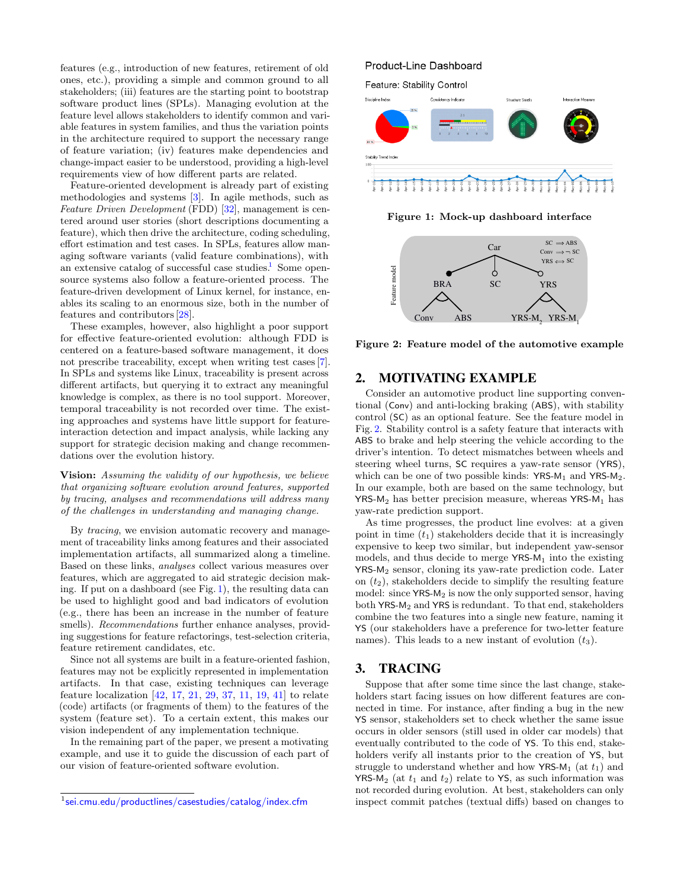features (e.g., introduction of new features, retirement of old ones, etc.), providing a simple and common ground to all stakeholders; (iii) features are the starting point to bootstrap software product lines (SPLs). Managing evolution at the feature level allows stakeholders to identify common and variable features in system families, and thus the variation points in the architecture required to support the necessary range of feature variation; (iv) features make dependencies and change-impact easier to be understood, providing a high-level requirements view of how different parts are related.

Feature-oriented development is already part of existing methodologies and systems [3]. In agile methods, such as *Feature Driven Development* (FDD) [32], management is centered around user stories (short descriptions documenting a feature), which then drive the architecture, coding scheduling, effort estimation and test cases. In SPLs, features allow managing software variants (valid feature combinations), with an extensive catalog of successful case studies.[1] Some open-source systems also follow a feature-oriented process. The feature-driven development of Linux kernel, for instance, enables its scaling to an enormous size, both in the number of features and contributors [28].

These examples, however, also highlight a poor support for effective feature-oriented evolution: although FDD is centered on a feature-based software management, it does not prescribe traceability, except when writing test cases [7]. In SPLs and systems like Linux, traceability is present across different artifacts, but querying it to extract any meaningful knowledge is complex, as there is no tool support. Moreover, temporal traceability is not recorded over time. The existing approaches and systems have little support for feature-interaction detection and impact analysis, while lacking any support for strategic decision making and change recommendations over the evolution history.

**Vision:** *Assuming the validity of our hypothesis, we believe that organizing software evolution around features, supported by tracing, analyses and recommendations will address many of the challenges in understanding and managing change.*

By *tracing*, we envision automatic recovery and management of traceability links among features and their associated implementation artifacts, all summarized along a timeline. Based on these links, *analyses* collect various measures over features, which are aggregated to aid strategic decision making. If put on a dashboard (see Fig. 1), the resulting data can be used to highlight good and bad indicators of evolution (e.g., there has been an increase in the number of feature smells). *Recommendations* further enhance analyses, providing suggestions for feature refactorings, test-selection criteria, feature retirement candidates, etc.

Since not all systems are built in a feature-oriented fashion, features may not be explicitly represented in implementation artifacts. In that case, existing techniques can leverage feature localization [42, 17, 21, 29, 37, 11, 19, 41] to relate (code) artifacts (or fragments of them) to the features of the system (feature set). To a certain extent, this makes our vision independent of any implementation technique.

In the remaining part of the paper, we present a motivating example, and use it to guide the discussion of each part of our vision of feature-oriented software evolution.

[1] sei.cmu.edu/productlines/casestudies/catalog/index.cfm

**Figure 1: Mock-up dashboard interface**

**Figure 2: Feature model of the automotive example**

## 2. MOTIVATING EXAMPLE

Consider an automotive product line supporting conventional (Conv) and anti-locking braking (ABS), with stability control (SC) as an optional feature. See the feature model in Fig. 2. Stability control is a safety feature that interacts with ABS to brake and help steering the vehicle according to the driver's intention. To detect mismatches between wheels and steering wheel turns, SC requires a yaw-rate sensor (YRS), which can be one of two possible kinds: YRS-$M_1$ and YRS-$M_2$. In our example, both are based on the same technology, but YRS-$M_2$ has better precision measure, whereas YRS-$M_1$ has yaw-rate prediction support.

As time progresses, the product line evolves: at a given point in time ($t_1$) stakeholders decide that it is increasingly expensive to keep two similar, but independent yaw-sensor models, and thus decide to merge YRS-$M_1$ into the existing YRS-$M_2$ sensor, cloning its yaw-rate prediction code. Later on ($t_2$), stakeholders decide to simplify the resulting feature model: since YRS-$M_2$ is now the only supported sensor, having both YRS-$M_2$ and YRS is redundant. To that end, stakeholders combine the two features into a single new feature, naming it YS (our stakeholders have a preference for two-letter feature names). This leads to a new instant of evolution ($t_3$).

## 3. TRACING

Suppose that after some time since the last change, stakeholders start facing issues on how different features are connected in time. For instance, after finding a bug in the new YS sensor, stakeholders set to check whether the same issue occurs in older sensors (still used in older car models) that eventually contributed to the code of YS. To this end, stakeholders verify all instants prior to the creation of YS, but struggle to understand whether and how YRS-$M_1$ (at $t_1$) and YRS-$M_2$ (at $t_1$ and $t_2$) relate to YS, as such information was not recorded during evolution. At best, stakeholders can only inspect commit patches (textual diffs) based on changes to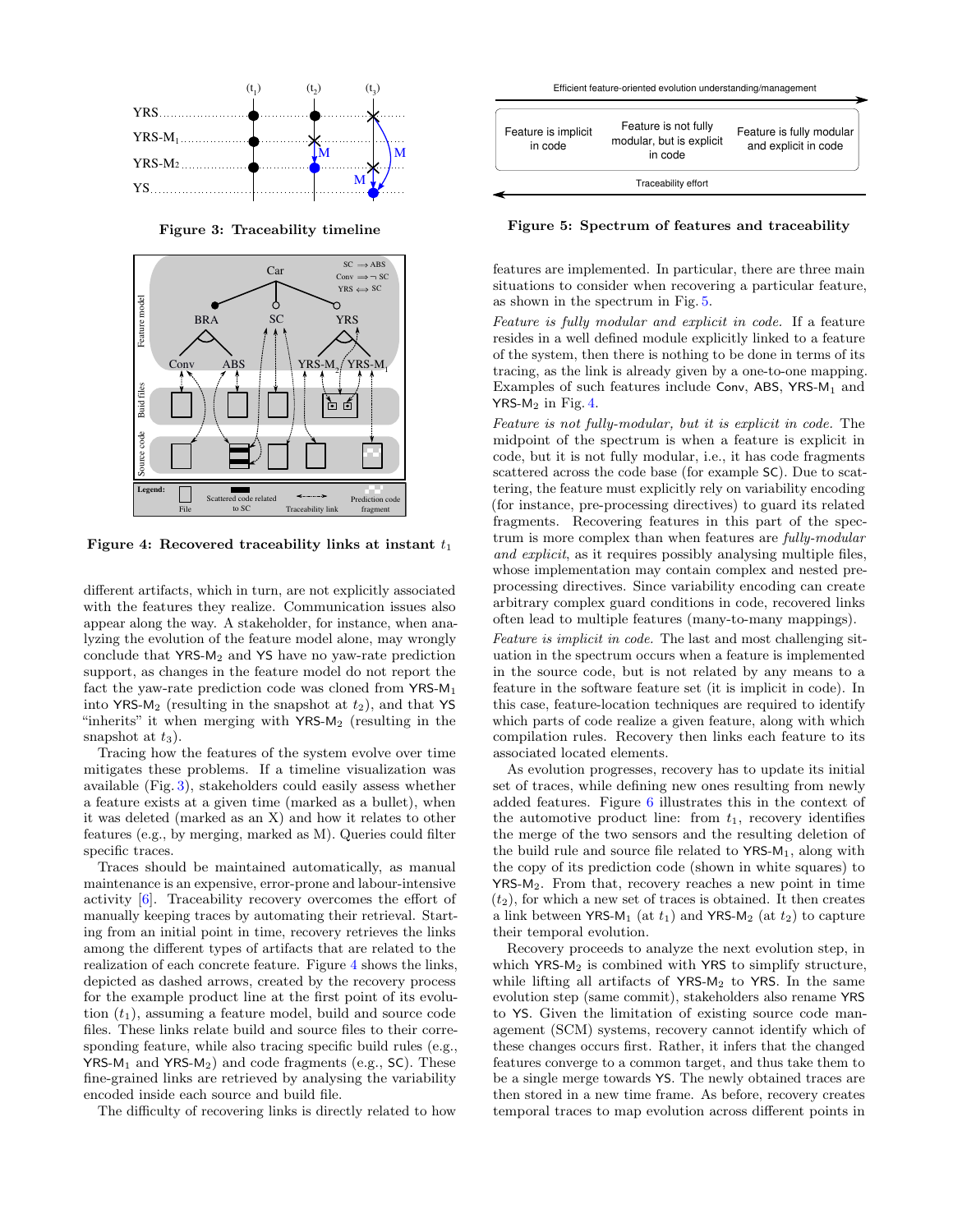Figure 3: Traceability timeline

Figure 4: Recovered traceability links at instant $t_1$

different artifacts, which in turn, are not explicitly associated with the features they realize. Communication issues also appear along the way. A stakeholder, for instance, when analyzing the evolution of the feature model alone, may wrongly conclude that YRS-M$_2$ and YS have no yaw-rate prediction support, as changes in the feature model do not report the fact the yaw-rate prediction code was cloned from YRS-M$_1$ into YRS-M$_2$ (resulting in the snapshot at $t_2$), and that YS "inherits" it when merging with YRS-M$_2$ (resulting in the snapshot at $t_3$).

Tracing how the features of the system evolve over time mitigates these problems. If a timeline visualization was available (Fig. 3), stakeholders could easily assess whether a feature exists at a given time (marked as a bullet), when it was deleted (marked as an X) and how it relates to other features (e.g., by merging, marked as M). Queries could filter specific traces.

Traces should be maintained automatically, as manual maintenance is an expensive, error-prone and labour-intensive activity [6]. Traceability recovery overcomes the effort of manually keeping traces by automating their retrieval. Starting from an initial point in time, recovery retrieves the links among the different types of artifacts that are related to the realization of each concrete feature. Figure 4 shows the links, depicted as dashed arrows, created by the recovery process for the example product line at the first point of its evolution ($t_1$), assuming a feature model, build and source code files. These links relate build and source files to their corresponding feature, while also tracing specific build rules (e.g., YRS-M$_1$ and YRS-M$_2$) and code fragments (e.g., SC). These fine-grained links are retrieved by analysing the variability encoded inside each source and build file.

The difficulty of recovering links is directly related to how

Figure 5: Spectrum of features and traceability

features are implemented. In particular, there are three main situations to consider when recovering a particular feature, as shown in the spectrum in Fig. 5.

*Feature is fully modular and explicit in code.* If a feature resides in a well defined module explicitly linked to a feature of the system, then there is nothing to be done in terms of its tracing, as the link is already given by a one-to-one mapping. Examples of such features include Conv, ABS, YRS-M$_1$ and YRS-M$_2$ in Fig. 4.

*Feature is not fully-modular, but it is explicit in code.* The midpoint of the spectrum is when a feature is explicit in code, but it is not fully modular, i.e., it has code fragments scattered across the code base (for example SC). Due to scattering, the feature must explicitly rely on variability encoding (for instance, pre-processing directives) to guard its related fragments. Recovering features in this part of the spectrum is more complex than when features are *fully-modular and explicit*, as it requires possibly analysing multiple files, whose implementation may contain complex and nested pre-processing directives. Since variability encoding can create arbitrary complex guard conditions in code, recovered links often lead to multiple features (many-to-many mappings).

*Feature is implicit in code.* The last and most challenging situation in the spectrum occurs when a feature is implemented in the source code, but is not related by any means to a feature in the software feature set (it is implicit in code). In this case, feature-location techniques are required to identify which parts of code realize a given feature, along with which compilation rules. Recovery then links each feature to its associated located elements.

As evolution progresses, recovery has to update its initial set of traces, while defining new ones resulting from newly added features. Figure 6 illustrates this in the context of the automotive product line: from $t_1$, recovery identifies the merge of the two sensors and the resulting deletion of the build rule and source file related to YRS-M$_1$, along with the copy of its prediction code (shown in white squares) to YRS-M$_2$. From that, recovery reaches a new point in time ($t_2$), for which a new set of traces is obtained. It then creates a link between YRS-M$_1$ (at $t_1$) and YRS-M$_2$ (at $t_2$) to capture their temporal evolution.

Recovery proceeds to analyze the next evolution step, in which YRS-M$_2$ is combined with YRS to simplify structure, while lifting all artifacts of YRS-M$_2$ to YRS. In the same evolution step (same commit), stakeholders also rename YRS to YS. Given the limitation of existing source code management (SCM) systems, recovery cannot identify which of these changes occurs first. Rather, it infers that the changed features converge to a common target, and thus take them to be a single merge towards YS. The newly obtained traces are then stored in a new time frame. As before, recovery creates temporal traces to map evolution across different points in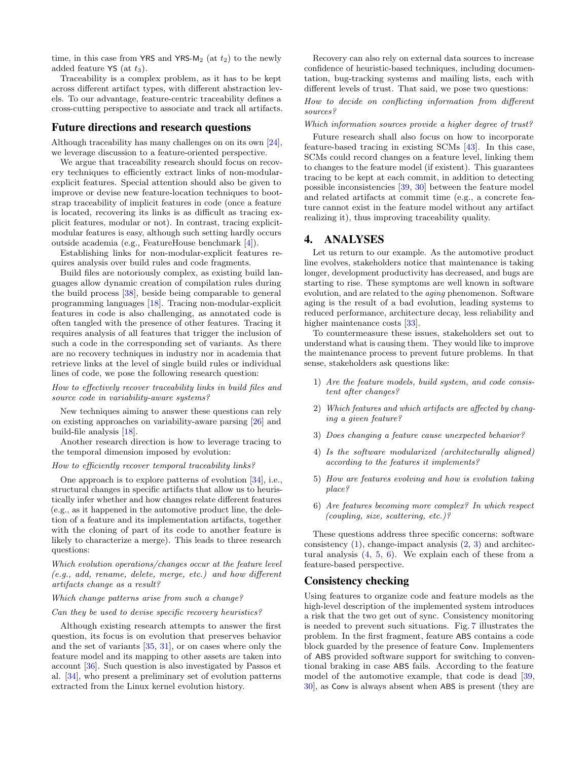time, in this case from YRS and YRS-$M_2$ (at $t_2$) to the newly added feature YS (at $t_3$).

Traceability is a complex problem, as it has to be kept across different artifact types, with different abstraction levels. To our advantage, feature-centric traceability defines a cross-cutting perspective to associate and track all artifacts.

## Future directions and research questions

Although traceability has many challenges on on its own [24], we leverage discussion to a feature-oriented perspective.

We argue that traceability research should focus on recovery techniques to efficiently extract links of non-modular-explicit features. Special attention should also be given to improve or devise new feature-location techniques to bootstrap traceability of implicit features in code (once a feature is located, recovering its links is as difficult as tracing explicit features, modular or not). In contrast, tracing explicit-modular features is easy, although such setting hardly occurs outside academia (e.g., FeatureHouse benchmark [4]).

Establishing links for non-modular-explicit features requires analysis over build rules and code fragments.

Build files are notoriously complex, as existing build languages allow dynamic creation of compilation rules during the build process [38], beside being comparable to general programming languages [18]. Tracing non-modular-explicit features in code is also challenging, as annotated code is often tangled with the presence of other features. Tracing it requires analysis of all features that trigger the inclusion of such a code in the corresponding set of variants. As there are no recovery techniques in industry nor in academia that retrieve links at the level of single build rules or individual lines of code, we pose the following research question:

*How to effectively recover traceability links in build files and source code in variability-aware systems?*

New techniques aiming to answer these questions can rely on existing approaches on variability-aware parsing [26] and build-file analysis [18].

Another research direction is how to leverage tracing to the temporal dimension imposed by evolution:

*How to efficiently recover temporal traceability links?*

One approach is to explore patterns of evolution [34], i.e., structural changes in specific artifacts that allow us to heuristically infer whether and how changes relate different features (e.g., as it happened in the automotive product line, the deletion of a feature and its implementation artifacts, together with the cloning of part of its code to another feature is likely to characterize a merge). This leads to three research questions:

*Which evolution operations/changes occur at the feature level (e.g., add, rename, delete, merge, etc.) and how different artifacts change as a result?*

*Which change patterns arise from such a change?*

*Can they be used to devise specific recovery heuristics?*

Although existing research attempts to answer the first question, its focus is on evolution that preserves behavior and the set of variants [35, 31], or on cases where only the feature model and its mapping to other assets are taken into account [36]. Such question is also investigated by Passos et al. [34], who present a preliminary set of evolution patterns extracted from the Linux kernel evolution history.

Recovery can also rely on external data sources to increase confidence of heuristic-based techniques, including documentation, bug-tracking systems and mailing lists, each with different levels of trust. That said, we pose two questions:

*How to decide on conflicting information from different sources?*

*Which information sources provide a higher degree of trust?*

Future research shall also focus on how to incorporate feature-based tracing in existing SCMs [43]. In this case, SCMs could record changes on a feature level, linking them to changes to the feature model (if existent). This guarantees tracing to be kept at each commit, in addition to detecting possible inconsistencies [39, 30] between the feature model and related artifacts at commit time (e.g., a concrete feature cannot exist in the feature model without any artifact realizing it), thus improving traceability quality.

# 4. ANALYSES

Let us return to our example. As the automotive product line evolves, stakeholders notice that maintenance is taking longer, development productivity has decreased, and bugs are starting to rise. These symptoms are well known in software evolution, and are related to the *aging* phenomenon. Software aging is the result of a bad evolution, leading systems to reduced performance, architecture decay, less reliability and higher maintenance costs [33].

To countermeasure these issues, stakeholders set out to understand what is causing them. They would like to improve the maintenance process to prevent future problems. In that sense, stakeholders ask questions like:

1) *Are the feature models, build system, and code consistent after changes?*
2) *Which features and which artifacts are affected by changing a given feature?*
3) *Does changing a feature cause unexpected behavior?*
4) *Is the software modularized (architecturally aligned) according to the features it implements?*
5) *How are features evolving and how is evolution taking place?*
6) *Are features becoming more complex? In which respect (coupling, size, scattering, etc.)?*

These questions address three specific concerns: software consistency (1), change-impact analysis (2, 3) and architectural analysis (4, 5, 6). We explain each of these from a feature-based perspective.

## Consistency checking

Using features to organize code and feature models as the high-level description of the implemented system introduces a risk that the two get out of sync. Consistency monitoring is needed to prevent such situations. Fig. 7 illustrates the problem. In the first fragment, feature ABS contains a code block guarded by the presence of feature Conv. Implementers of ABS provided software support for switching to conventional braking in case ABS fails. According to the feature model of the automotive example, that code is dead [39, 30], as Conv is always absent when ABS is present (they are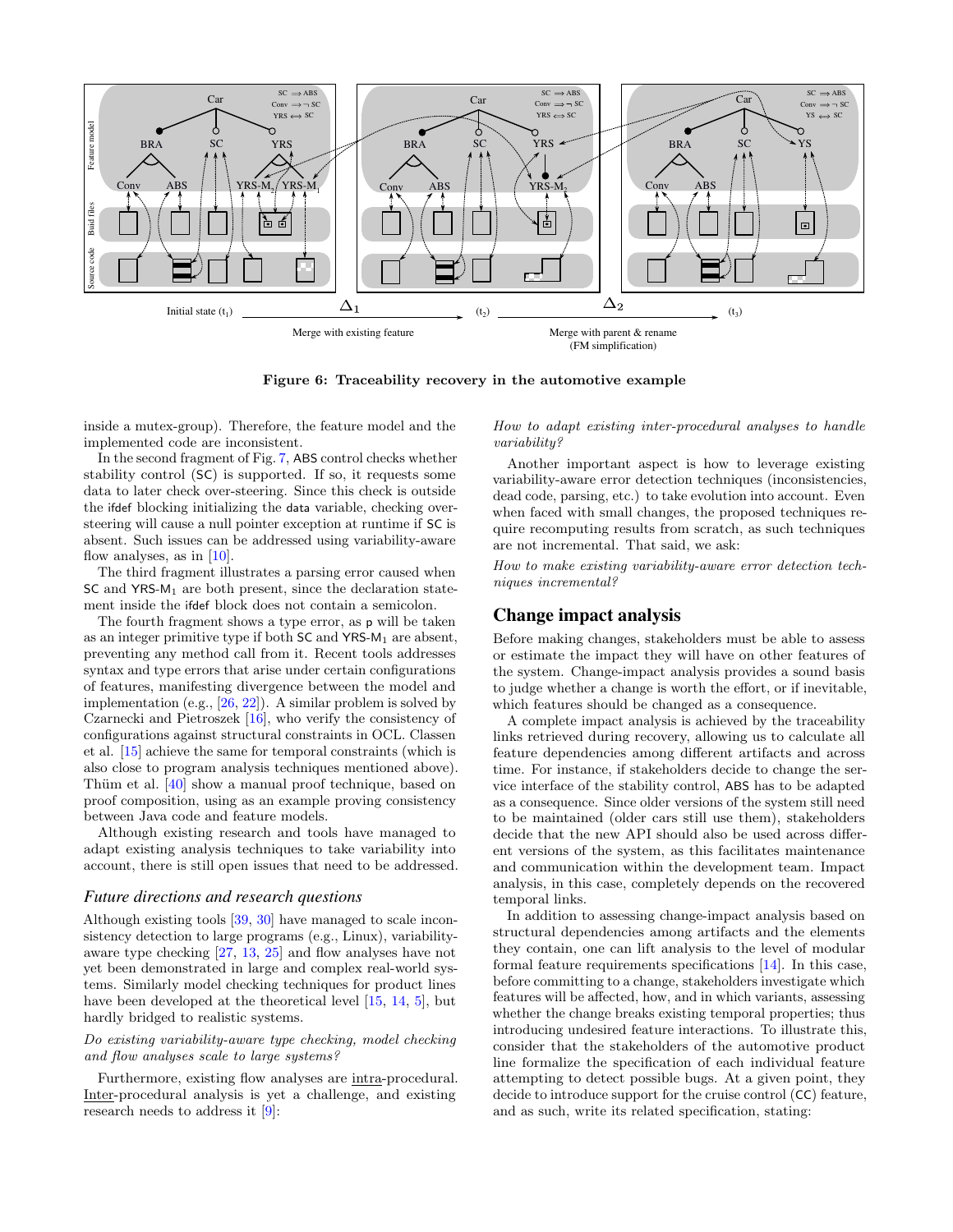Initial state ($t_1$) — $\Delta_1$ — Merge with existing feature — ($t_2$) — $\Delta_2$ — Merge with parent & rename (FM simplification) — ($t_3$)

**Figure 6: Traceability recovery in the automotive example**

inside a mutex-group). Therefore, the feature model and the implemented code are inconsistent.

In the second fragment of Fig. 7, ABS control checks whether stability control (SC) is supported. If so, it requests some data to later check over-steering. Since this check is outside the ifdef blocking initializing the data variable, checking over-steering will cause a null pointer exception at runtime if SC is absent. Such issues can be addressed using variability-aware flow analyses, as in [10].

The third fragment illustrates a parsing error caused when SC and YRS-$M_1$ are both present, since the declaration statement inside the ifdef block does not contain a semicolon.

The fourth fragment shows a type error, as p will be taken as an integer primitive type if both SC and YRS-$M_1$ are absent, preventing any method call from it. Recent tools addresses syntax and type errors that arise under certain configurations of features, manifesting divergence between the model and implementation (e.g., [26, 22]). A similar problem is solved by Czarnecki and Pietroszek [16], who verify the consistency of configurations against structural constraints in OCL. Classen et al. [15] achieve the same for temporal constraints (which is also close to program analysis techniques mentioned above). Thüm et al. [40] show a manual proof technique, based on proof composition, using as an example proving consistency between Java code and feature models.

Although existing research and tools have managed to adapt existing analysis techniques to take variability into account, there is still open issues that need to be addressed.

### *Future directions and research questions*

Although existing tools [39, 30] have managed to scale inconsistency detection to large programs (e.g., Linux), variability-aware type checking [27, 13, 25] and flow analyses have not yet been demonstrated in large and complex real-world systems. Similarly model checking techniques for product lines have been developed at the theoretical level [15, 14, 5], but hardly bridged to realistic systems.

*Do existing variability-aware type checking, model checking and flow analyses scale to large systems?*

Furthermore, existing flow analyses are intra-procedural. Inter-procedural analysis is yet a challenge, and existing research needs to address it [9]:

*How to adapt existing inter-procedural analyses to handle variability?*

Another important aspect is how to leverage existing variability-aware error detection techniques (inconsistencies, dead code, parsing, etc.) to take evolution into account. Even when faced with small changes, the proposed techniques require recomputing results from scratch, as such techniques are not incremental. That said, we ask:

*How to make existing variability-aware error detection techniques incremental?*

## Change impact analysis

Before making changes, stakeholders must be able to assess or estimate the impact they will have on other features of the system. Change-impact analysis provides a sound basis to judge whether a change is worth the effort, or if inevitable, which features should be changed as a consequence.

A complete impact analysis is achieved by the traceability links retrieved during recovery, allowing us to calculate all feature dependencies among different artifacts and across time. For instance, if stakeholders decide to change the service interface of the stability control, ABS has to be adapted as a consequence. Since older versions of the system still need to be maintained (older cars still use them), stakeholders decide that the new API should also be used across different versions of the system, as this facilitates maintenance and communication within the development team. Impact analysis, in this case, completely depends on the recovered temporal links.

In addition to assessing change-impact analysis based on structural dependencies among artifacts and the elements they contain, one can lift analysis to the level of modular formal feature requirements specifications [14]. In this case, before committing to a change, stakeholders investigate which features will be affected, how, and in which variants, assessing whether the change breaks existing temporal properties; thus introducing undesired feature interactions. To illustrate this, consider that the stakeholders of the automotive product line formalize the specification of each individual feature attempting to detect possible bugs. At a given point, they decide to introduce support for the cruise control (CC) feature, and as such, write its related specification, stating: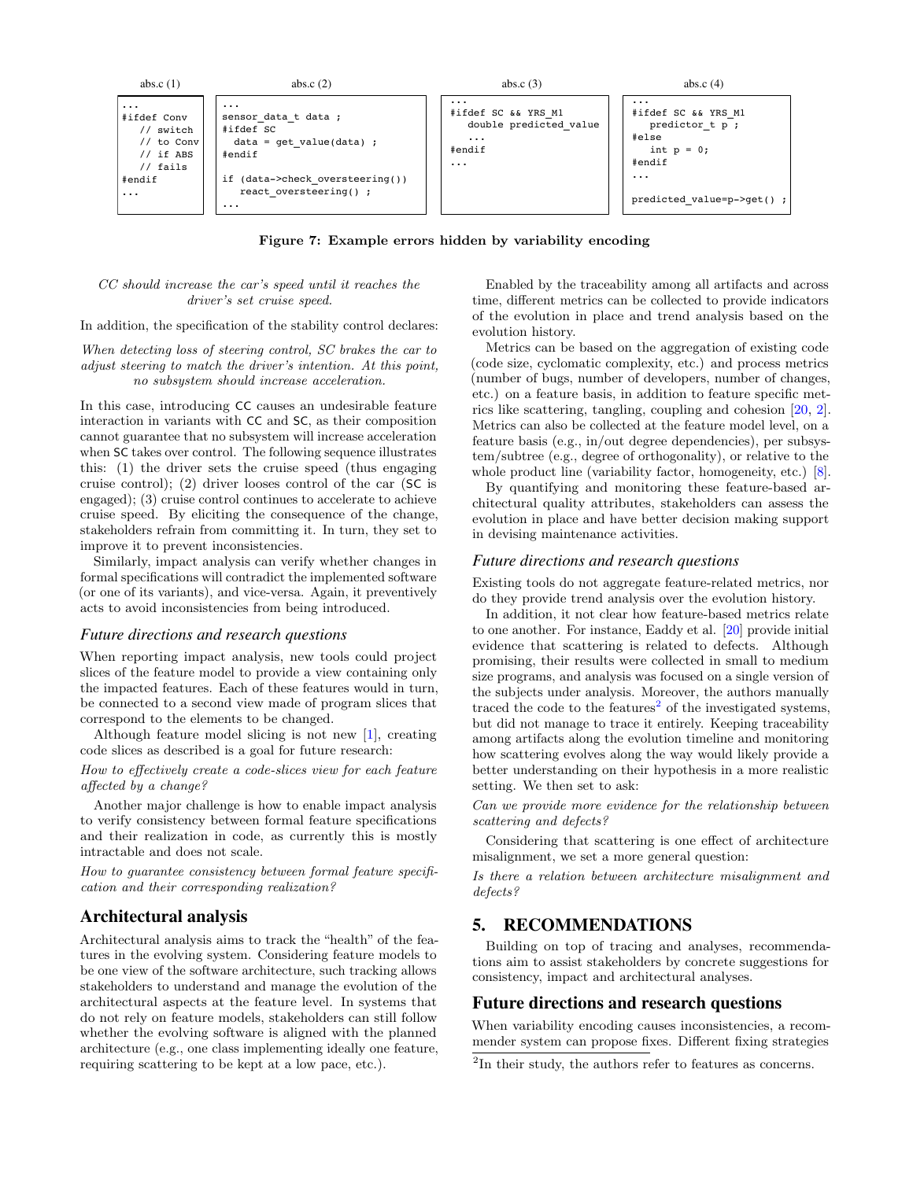abs.c (1)

```
...
#ifdef Conv
  // switch
  // to Conv
  // if ABS
  // fails
#endif
...
```

abs.c (2)

```
...
sensor_data_t data ;
#ifdef SC
  data = get_value(data) ;
#endif

if (data->check_oversteering())
  react_oversteering() ;
...
```

abs.c (3)

```
...
#ifdef SC && YRS_M1
  double predicted_value
  ...
#endif
...
```

abs.c (4)

```
...
#ifdef SC && YRS_M1
  predictor_t p ;
#else
  int p = 0;
#endif
...

predicted_value=p->get() ;
```

**Figure 7: Example errors hidden by variability encoding**

*CC should increase the car's speed until it reaches the driver's set cruise speed.*

In addition, the specification of the stability control declares:

*When detecting loss of steering control, SC brakes the car to adjust steering to match the driver's intention. At this point, no subsystem should increase acceleration.*

In this case, introducing CC causes an undesirable feature interaction in variants with CC and SC, as their composition cannot guarantee that no subsystem will increase acceleration when SC takes over control. The following sequence illustrates this: (1) the driver sets the cruise speed (thus engaging cruise control); (2) driver looses control of the car (SC is engaged); (3) cruise control continues to accelerate to achieve cruise speed. By eliciting the consequence of the change, stakeholders refrain from committing it. In turn, they set to improve it to prevent inconsistencies.

Similarly, impact analysis can verify whether changes in formal specifications will contradict the implemented software (or one of its variants), and vice-versa. Again, it preventively acts to avoid inconsistencies from being introduced.

### Future directions and research questions

When reporting impact analysis, new tools could project slices of the feature model to provide a view containing only the impacted features. Each of these features would in turn, be connected to a second view made of program slices that correspond to the elements to be changed.

Although feature model slicing is not new [1], creating code slices as described is a goal for future research:

*How to effectively create a code-slices view for each feature affected by a change?*

Another major challenge is how to enable impact analysis to verify consistency between formal feature specifications and their realization in code, as currently this is mostly intractable and does not scale.

*How to guarantee consistency between formal feature specification and their corresponding realization?*

## Architectural analysis

Architectural analysis aims to track the "health" of the features in the evolving system. Considering feature models to be one view of the software architecture, such tracking allows stakeholders to understand and manage the evolution of the architectural aspects at the feature level. In systems that do not rely on feature models, stakeholders can still follow whether the evolving software is aligned with the planned architecture (e.g., one class implementing ideally one feature, requiring scattering to be kept at a low pace, etc.).

Enabled by the traceability among all artifacts and across time, different metrics can be collected to provide indicators of the evolution in place and trend analysis based on the evolution history.

Metrics can be based on the aggregation of existing code (code size, cyclomatic complexity, etc.) and process metrics (number of bugs, number of developers, number of changes, etc.) on a feature basis, in addition to feature specific metrics like scattering, tangling, coupling and cohesion [20, 2]. Metrics can also be collected at the feature model level, on a feature basis (e.g., in/out degree dependencies), per subsystem/subtree (e.g., degree of orthogonality), or relative to the whole product line (variability factor, homogeneity, etc.) [8].

By quantifying and monitoring these feature-based architectural quality attributes, stakeholders can assess the evolution in place and have better decision making support in devising maintenance activities.

### Future directions and research questions

Existing tools do not aggregate feature-related metrics, nor do they provide trend analysis over the evolution history.

In addition, it not clear how feature-based metrics relate to one another. For instance, Eaddy et al. [20] provide initial evidence that scattering is related to defects. Although promising, their results were collected in small to medium size programs, and analysis was focused on a single version of the subjects under analysis. Moreover, the authors manually traced the code to the features[2] of the investigated systems, but did not manage to trace it entirely. Keeping traceability among artifacts along the evolution timeline and monitoring how scattering evolves along the way would likely provide a better understanding on their hypothesis in a more realistic setting. We then set to ask:

*Can we provide more evidence for the relationship between scattering and defects?*

Considering that scattering is one effect of architecture misalignment, we set a more general question:

*Is there a relation between architecture misalignment and defects?*

# 5. RECOMMENDATIONS

Building on top of tracing and analyses, recommendations aim to assist stakeholders by concrete suggestions for consistency, impact and architectural analyses.

## Future directions and research questions

When variability encoding causes inconsistencies, a recommender system can propose fixes. Different fixing strategies

[2] In their study, the authors refer to features as concerns.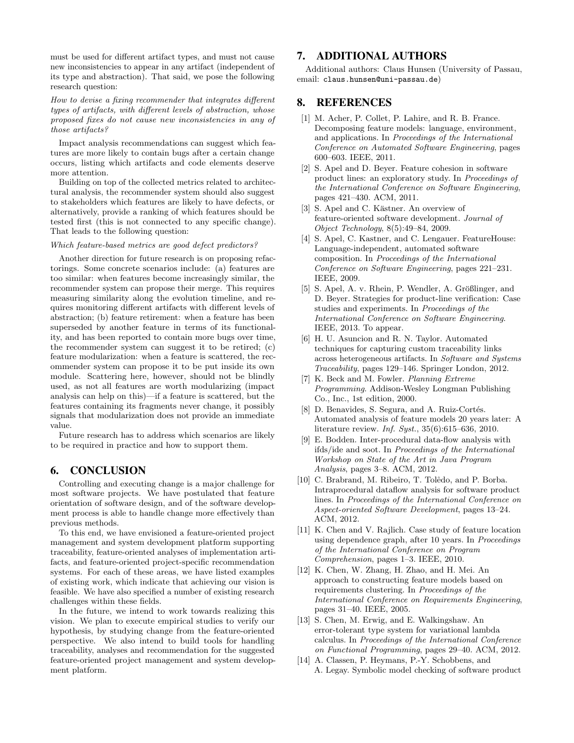must be used for different artifact types, and must not cause new inconsistencies to appear in any artifact (independent of its type and abstraction). That said, we pose the following research question:

*How to devise a fixing recommender that integrates different types of artifacts, with different levels of abstraction, whose proposed fixes do not cause new inconsistencies in any of those artifacts?*

Impact analysis recommendations can suggest which features are more likely to contain bugs after a certain change occurs, listing which artifacts and code elements deserve more attention.

Building on top of the collected metrics related to architectural analysis, the recommender system should also suggest to stakeholders which features are likely to have defects, or alternatively, provide a ranking of which features should be tested first (this is not connected to any specific change). That leads to the following question:

*Which feature-based metrics are good defect predictors?*

Another direction for future research is on proposing refactorings. Some concrete scenarios include: (a) features are too similar: when features become increasingly similar, the recommender system can propose their merge. This requires measuring similarity along the evolution timeline, and requires monitoring different artifacts with different levels of abstraction; (b) feature retirement: when a feature has been superseded by another feature in terms of its functionality, and has been reported to contain more bugs over time, the recommender system can suggest it to be retired; (c) feature modularization: when a feature is scattered, the recommender system can propose it to be put inside its own module. Scattering here, however, should not be blindly used, as not all features are worth modularizing (impact analysis can help on this)—if a feature is scattered, but the features containing its fragments never change, it possibly signals that modularization does not provide an immediate value.

Future research has to address which scenarios are likely to be required in practice and how to support them.

## 6. CONCLUSION

Controlling and executing change is a major challenge for most software projects. We have postulated that feature orientation of software design, and of the software development process is able to handle change more effectively than previous methods.

To this end, we have envisioned a feature-oriented project management and system development platform supporting traceability, feature-oriented analyses of implementation artifacts, and feature-oriented project-specific recommendation systems. For each of these areas, we have listed examples of existing work, which indicate that achieving our vision is feasible. We have also specified a number of existing research challenges within these fields.

In the future, we intend to work towards realizing this vision. We plan to execute empirical studies to verify our hypothesis, by studying change from the feature-oriented perspective. We also intend to build tools for handling traceability, analyses and recommendation for the suggested feature-oriented project management and system development platform.

## 7. ADDITIONAL AUTHORS

Additional authors: Claus Hunsen (University of Passau, email: `claus.hunsen@uni-passau.de`)

## 8. REFERENCES

[1] M. Acher, P. Collet, P. Lahire, and R. B. France. Decomposing feature models: language, environment, and applications. In *Proceedings of the International Conference on Automated Software Engineering*, pages 600–603. IEEE, 2011.

[2] S. Apel and D. Beyer. Feature cohesion in software product lines: an exploratory study. In *Proceedings of the International Conference on Software Engineering*, pages 421–430. ACM, 2011.

[3] S. Apel and C. Kästner. An overview of feature-oriented software development. *Journal of Object Technology*, 8(5):49–84, 2009.

[4] S. Apel, C. Kastner, and C. Lengauer. FeatureHouse: Language-independent, automated software composition. In *Proceedings of the International Conference on Software Engineering*, pages 221–231. IEEE, 2009.

[5] S. Apel, A. v. Rhein, P. Wendler, A. Größlinger, and D. Beyer. Strategies for product-line verification: Case studies and experiments. In *Proceedings of the International Conference on Software Engineering*. IEEE, 2013. To appear.

[6] H. U. Asuncion and R. N. Taylor. Automated techniques for capturing custom traceability links across heterogeneous artifacts. In *Software and Systems Traceability*, pages 129–146. Springer London, 2012.

[7] K. Beck and M. Fowler. *Planning Extreme Programming*. Addison-Wesley Longman Publishing Co., Inc., 1st edition, 2000.

[8] D. Benavides, S. Segura, and A. Ruiz-Cortés. Automated analysis of feature models 20 years later: A literature review. *Inf. Syst.*, 35(6):615–636, 2010.

[9] E. Bodden. Inter-procedural data-flow analysis with ifds/ide and soot. In *Proceedings of the International Workshop on State of the Art in Java Program Analysis*, pages 3–8. ACM, 2012.

[10] C. Brabrand, M. Ribeiro, T. Tolêdo, and P. Borba. Intraprocedural dataflow analysis for software product lines. In *Proceedings of the International Conference on Aspect-oriented Software Development*, pages 13–24. ACM, 2012.

[11] K. Chen and V. Rajlich. Case study of feature location using dependence graph, after 10 years. In *Proceedings of the International Conference on Program Comprehension*, pages 1–3. IEEE, 2010.

[12] K. Chen, W. Zhang, H. Zhao, and H. Mei. An approach to constructing feature models based on requirements clustering. In *Proceedings of the International Conference on Requirements Engineering*, pages 31–40. IEEE, 2005.

[13] S. Chen, M. Erwig, and E. Walkingshaw. An error-tolerant type system for variational lambda calculus. In *Proceedings of the International Conference on Functional Programming*, pages 29–40. ACM, 2012.

[14] A. Classen, P. Heymans, P.-Y. Schobbens, and A. Legay. Symbolic model checking of software product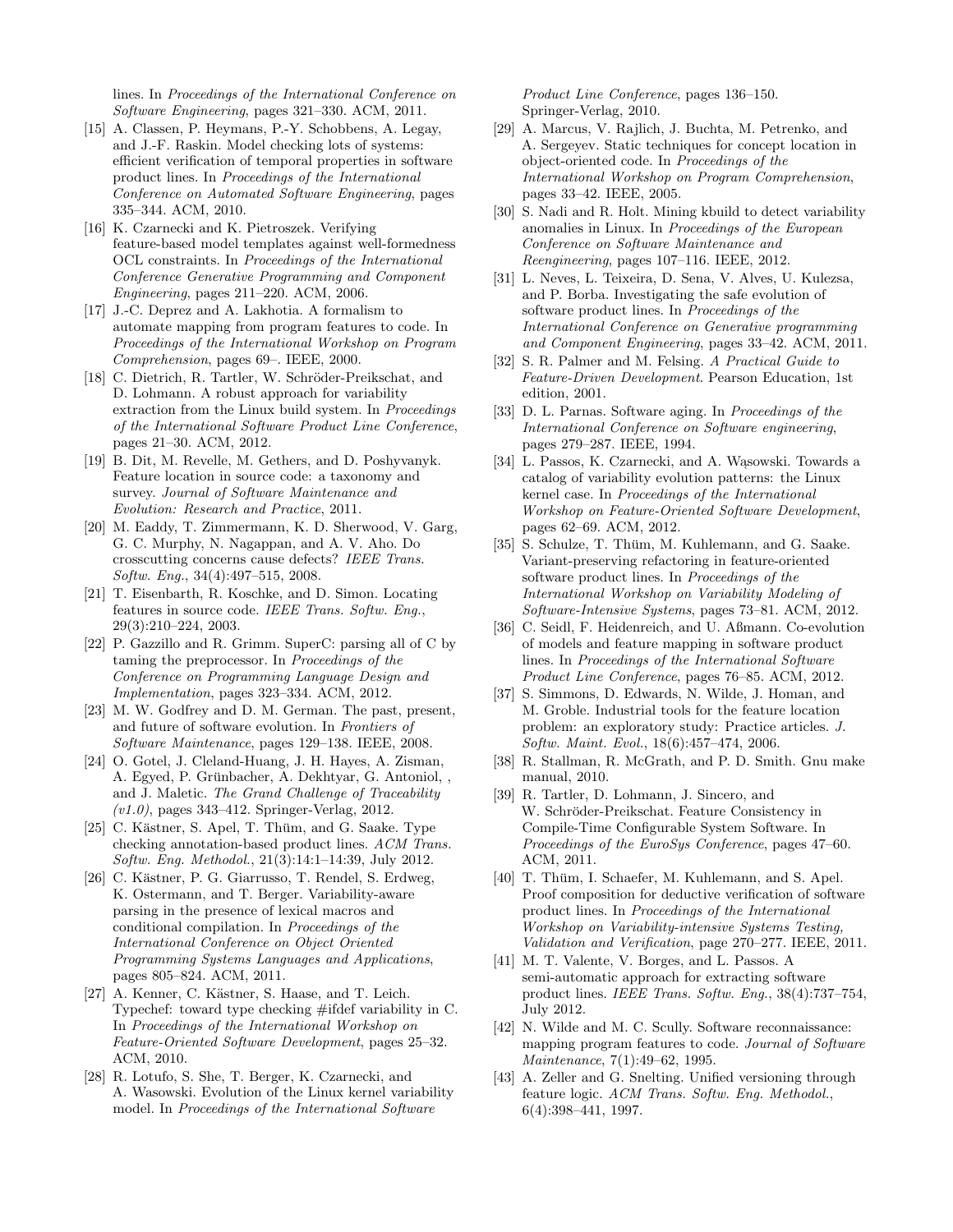lines. In *Proceedings of the International Conference on Software Engineering*, pages 321–330. ACM, 2011.

[15] A. Classen, P. Heymans, P.-Y. Schobbens, A. Legay, and J.-F. Raskin. Model checking lots of systems: efficient verification of temporal properties in software product lines. In *Proceedings of the International Conference on Automated Software Engineering*, pages 335–344. ACM, 2010.

[16] K. Czarnecki and K. Pietroszek. Verifying feature-based model templates against well-formedness OCL constraints. In *Proceedings of the International Conference Generative Programming and Component Engineering*, pages 211–220. ACM, 2006.

[17] J.-C. Deprez and A. Lakhotia. A formalism to automate mapping from program features to code. In *Proceedings of the International Workshop on Program Comprehension*, pages 69–. IEEE, 2000.

[18] C. Dietrich, R. Tartler, W. Schröder-Preikschat, and D. Lohmann. A robust approach for variability extraction from the Linux build system. In *Proceedings of the International Software Product Line Conference*, pages 21–30. ACM, 2012.

[19] B. Dit, M. Revelle, M. Gethers, and D. Poshyvanyk. Feature location in source code: a taxonomy and survey. *Journal of Software Maintenance and Evolution: Research and Practice*, 2011.

[20] M. Eaddy, T. Zimmermann, K. D. Sherwood, V. Garg, G. C. Murphy, N. Nagappan, and A. V. Aho. Do crosscutting concerns cause defects? *IEEE Trans. Softw. Eng.*, 34(4):497–515, 2008.

[21] T. Eisenbarth, R. Koschke, and D. Simon. Locating features in source code. *IEEE Trans. Softw. Eng.*, 29(3):210–224, 2003.

[22] P. Gazzillo and R. Grimm. SuperC: parsing all of C by taming the preprocessor. In *Proceedings of the Conference on Programming Language Design and Implementation*, pages 323–334. ACM, 2012.

[23] M. W. Godfrey and D. M. German. The past, present, and future of software evolution. In *Frontiers of Software Maintenance*, pages 129–138. IEEE, 2008.

[24] O. Gotel, J. Cleland-Huang, J. H. Hayes, A. Zisman, A. Egyed, P. Grünbacher, A. Dekhtyar, G. Antoniol, , and J. Maletic. *The Grand Challenge of Traceability (v1.0)*, pages 343–412. Springer-Verlag, 2012.

[25] C. Kästner, S. Apel, T. Thüm, and G. Saake. Type checking annotation-based product lines. *ACM Trans. Softw. Eng. Methodol.*, 21(3):14:1–14:39, July 2012.

[26] C. Kästner, P. G. Giarrusso, T. Rendel, S. Erdweg, K. Ostermann, and T. Berger. Variability-aware parsing in the presence of lexical macros and conditional compilation. In *Proceedings of the International Conference on Object Oriented Programming Systems Languages and Applications*, pages 805–824. ACM, 2011.

[27] A. Kenner, C. Kästner, S. Haase, and T. Leich. Typechef: toward type checking #ifdef variability in C. In *Proceedings of the International Workshop on Feature-Oriented Software Development*, pages 25–32. ACM, 2010.

[28] R. Lotufo, S. She, T. Berger, K. Czarnecki, and A. Wasowski. Evolution of the Linux kernel variability model. In *Proceedings of the International Software Product Line Conference*, pages 136–150. Springer-Verlag, 2010.

[29] A. Marcus, V. Rajlich, J. Buchta, M. Petrenko, and A. Sergeyev. Static techniques for concept location in object-oriented code. In *Proceedings of the International Workshop on Program Comprehension*, pages 33–42. IEEE, 2005.

[30] S. Nadi and R. Holt. Mining kbuild to detect variability anomalies in Linux. In *Proceedings of the European Conference on Software Maintenance and Reengineering*, pages 107–116. IEEE, 2012.

[31] L. Neves, L. Teixeira, D. Sena, V. Alves, U. Kulezsa, and P. Borba. Investigating the safe evolution of software product lines. In *Proceedings of the International Conference on Generative programming and Component Engineering*, pages 33–42. ACM, 2011.

[32] S. R. Palmer and M. Felsing. *A Practical Guide to Feature-Driven Development*. Pearson Education, 1st edition, 2001.

[33] D. L. Parnas. Software aging. In *Proceedings of the International Conference on Software engineering*, pages 279–287. IEEE, 1994.

[34] L. Passos, K. Czarnecki, and A. Wąsowski. Towards a catalog of variability evolution patterns: the Linux kernel case. In *Proceedings of the International Workshop on Feature-Oriented Software Development*, pages 62–69. ACM, 2012.

[35] S. Schulze, T. Thüm, M. Kuhlemann, and G. Saake. Variant-preserving refactoring in feature-oriented software product lines. In *Proceedings of the International Workshop on Variability Modeling of Software-Intensive Systems*, pages 73–81. ACM, 2012.

[36] C. Seidl, F. Heidenreich, and U. Aßmann. Co-evolution of models and feature mapping in software product lines. In *Proceedings of the International Software Product Line Conference*, pages 76–85. ACM, 2012.

[37] S. Simmons, D. Edwards, N. Wilde, J. Homan, and M. Groble. Industrial tools for the feature location problem: an exploratory study: Practice articles. *J. Softw. Maint. Evol.*, 18(6):457–474, 2006.

[38] R. Stallman, R. McGrath, and P. D. Smith. Gnu make manual, 2010.

[39] R. Tartler, D. Lohmann, J. Sincero, and W. Schröder-Preikschat. Feature Consistency in Compile-Time Configurable System Software. In *Proceedings of the EuroSys Conference*, pages 47–60. ACM, 2011.

[40] T. Thüm, I. Schaefer, M. Kuhlemann, and S. Apel. Proof composition for deductive verification of software product lines. In *Proceedings of the International Workshop on Variability-intensive Systems Testing, Validation and Verification*, page 270–277. IEEE, 2011.

[41] M. T. Valente, V. Borges, and L. Passos. A semi-automatic approach for extracting software product lines. *IEEE Trans. Softw. Eng.*, 38(4):737–754, July 2012.

[42] N. Wilde and M. C. Scully. Software reconnaissance: mapping program features to code. *Journal of Software Maintenance*, 7(1):49–62, 1995.

[43] A. Zeller and G. Snelting. Unified versioning through feature logic. *ACM Trans. Softw. Eng. Methodol.*, 6(4):398–441, 1997.